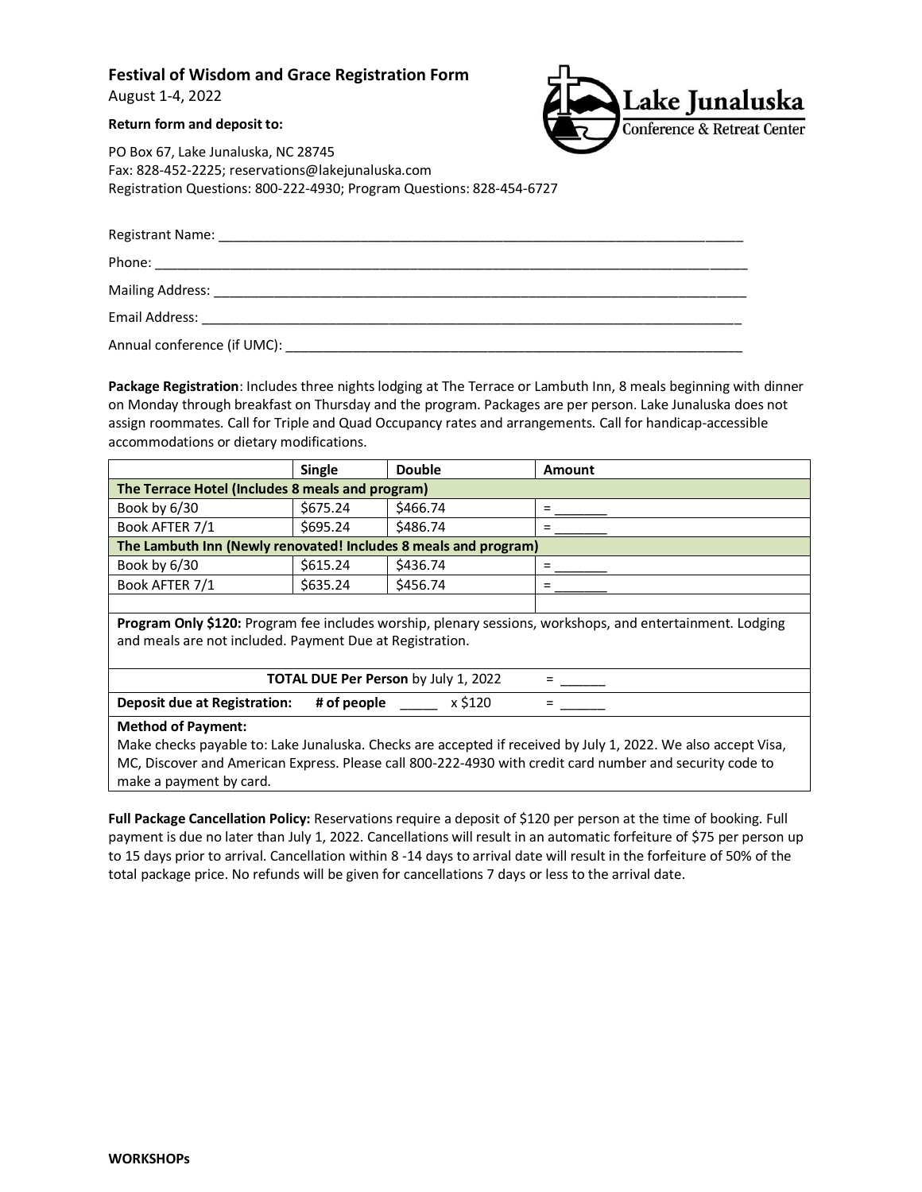# Festival of Wisdom and Grace Registration Form

August 1-4, 2022

**Return form and deposit to:**

PO Box 67, Lake Junaluska, NC 28745
Fax: 828-452-2225; reservations@lakejunaluska.com
Registration Questions: 800-222-4930; Program Questions: 828-454-6727

Registrant Name: ______________________________________________________________________

Phone: ______________________________________________________________________________

Mailing Address: ______________________________________________________________________

Email Address: ________________________________________________________________________

Annual conference (if UMC): _____________________________________________________________

**Package Registration**: Includes three nights lodging at The Terrace or Lambuth Inn, 8 meals beginning with dinner on Monday through breakfast on Thursday and the program. Packages are per person. Lake Junaluska does not assign roommates. Call for Triple and Quad Occupancy rates and arrangements. Call for handicap-accessible accommodations or dietary modifications.

| | Single | Double | Amount |
|---|---|---|---|
| **The Terrace Hotel (Includes 8 meals and program)** | | | |
| Book by 6/30 | $675.24 | $466.74 | = _______ |
| Book AFTER 7/1 | $695.24 | $486.74 | = _______ |
| **The Lambuth Inn (Newly renovated! Includes 8 meals and program)** | | | |
| Book by 6/30 | $615.24 | $436.74 | = _______ |
| Book AFTER 7/1 | $635.24 | $456.74 | = _______ |
| | | | |
| **Program Only $120:** Program fee includes worship, plenary sessions, workshops, and entertainment. Lodging and meals are not included. Payment Due at Registration. | | | |
| **TOTAL DUE Per Person** by July 1, 2022 | | | = ______ |
| **Deposit due at Registration:** **# of people** _____ x $120 | | | = ______ |
| **Method of Payment:** Make checks payable to: Lake Junaluska. Checks are accepted if received by July 1, 2022. We also accept Visa, MC, Discover and American Express. Please call 800-222-4930 with credit card number and security code to make a payment by card. | | | |

**Full Package Cancellation Policy:** Reservations require a deposit of $120 per person at the time of booking. Full payment is due no later than July 1, 2022. Cancellations will result in an automatic forfeiture of $75 per person up to 15 days prior to arrival. Cancellation within 8 -14 days to arrival date will result in the forfeiture of 50% of the total package price. No refunds will be given for cancellations 7 days or less to the arrival date.

**WORKSHOPs**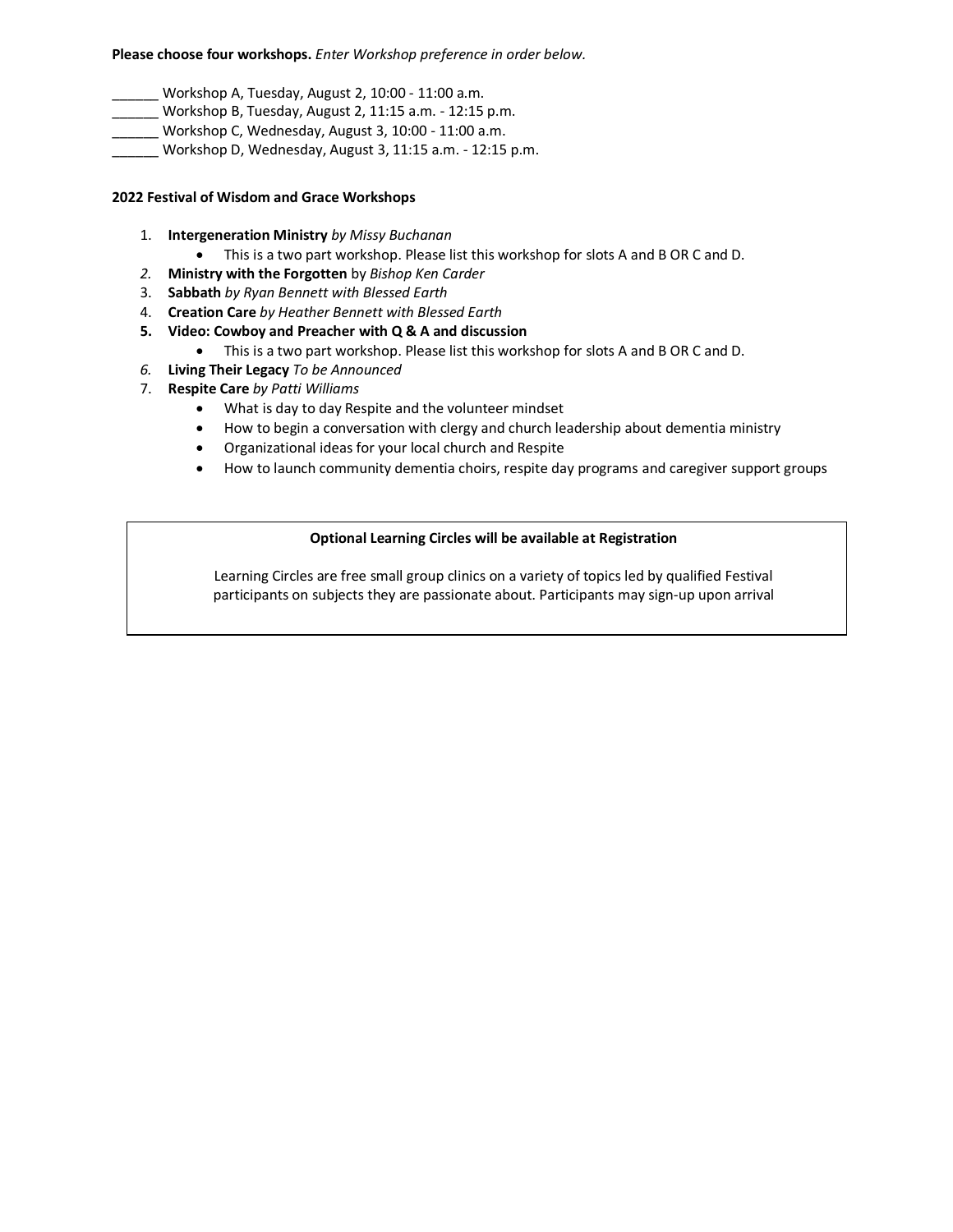**Please choose four workshops.** *Enter Workshop preference in order below.*

______ Workshop A, Tuesday, August 2, 10:00 - 11:00 a.m.
______ Workshop B, Tuesday, August 2, 11:15 a.m. - 12:15 p.m.
______ Workshop C, Wednesday, August 3, 10:00 - 11:00 a.m.
______ Workshop D, Wednesday, August 3, 11:15 a.m. - 12:15 p.m.

**2022 Festival of Wisdom and Grace Workshops**

1. **Intergeneration Ministry** *by Missy Buchanan*
    - This is a two part workshop. Please list this workshop for slots A and B OR C and D.
2. **Ministry with the Forgotten** by *Bishop Ken Carder*
3. **Sabbath** *by Ryan Bennett with Blessed Earth*
4. **Creation Care** *by Heather Bennett with Blessed Earth*
5. **Video: Cowboy and Preacher with Q & A and discussion**
    - This is a two part workshop. Please list this workshop for slots A and B OR C and D.
6. **Living Their Legacy** *To be Announced*
7. **Respite Care** *by Patti Williams*
    - What is day to day Respite and the volunteer mindset
    - How to begin a conversation with clergy and church leadership about dementia ministry
    - Organizational ideas for your local church and Respite
    - How to launch community dementia choirs, respite day programs and caregiver support groups

**Optional Learning Circles will be available at Registration**

Learning Circles are free small group clinics on a variety of topics led by qualified Festival participants on subjects they are passionate about. Participants may sign-up upon arrival